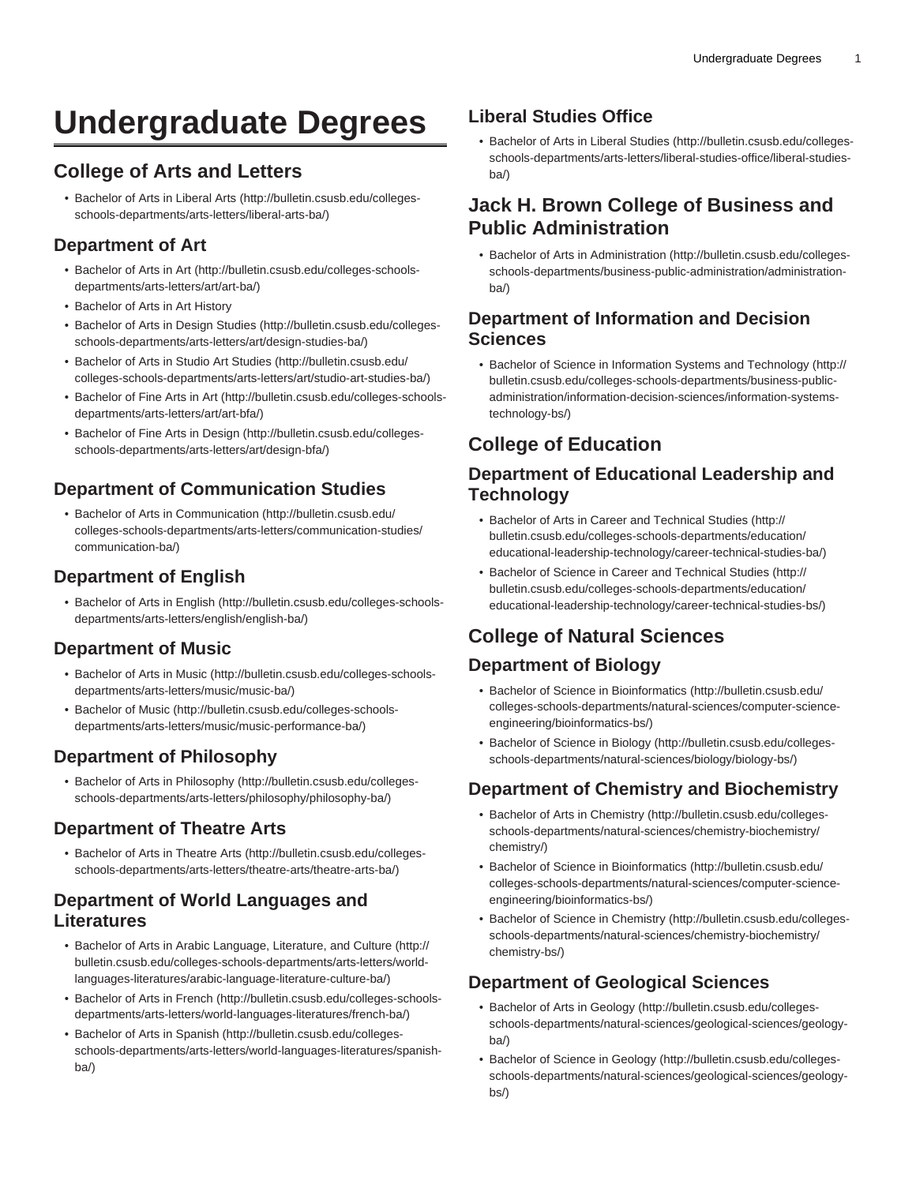# Undergraduate Degrees

## College of Arts and Letters

- Bachelor of Arts in Liberal Arts (http://bulletin.csusb.edu/colleges-schools-departments/arts-letters/liberal-arts-ba/)

### Department of Art

- Bachelor of Arts in Art (http://bulletin.csusb.edu/colleges-schools-departments/arts-letters/art/art-ba/)
- Bachelor of Arts in Art History
- Bachelor of Arts in Design Studies (http://bulletin.csusb.edu/colleges-schools-departments/arts-letters/art/design-studies-ba/)
- Bachelor of Arts in Studio Art Studies (http://bulletin.csusb.edu/colleges-schools-departments/arts-letters/art/studio-art-studies-ba/)
- Bachelor of Fine Arts in Art (http://bulletin.csusb.edu/colleges-schools-departments/arts-letters/art/art-bfa/)
- Bachelor of Fine Arts in Design (http://bulletin.csusb.edu/colleges-schools-departments/arts-letters/art/design-bfa/)

### Department of Communication Studies

- Bachelor of Arts in Communication (http://bulletin.csusb.edu/colleges-schools-departments/arts-letters/communication-studies/communication-ba/)

### Department of English

- Bachelor of Arts in English (http://bulletin.csusb.edu/colleges-schools-departments/arts-letters/english/english-ba/)

### Department of Music

- Bachelor of Arts in Music (http://bulletin.csusb.edu/colleges-schools-departments/arts-letters/music/music-ba/)
- Bachelor of Music (http://bulletin.csusb.edu/colleges-schools-departments/arts-letters/music/music-performance-ba/)

### Department of Philosophy

- Bachelor of Arts in Philosophy (http://bulletin.csusb.edu/colleges-schools-departments/arts-letters/philosophy/philosophy-ba/)

### Department of Theatre Arts

- Bachelor of Arts in Theatre Arts (http://bulletin.csusb.edu/colleges-schools-departments/arts-letters/theatre-arts/theatre-arts-ba/)

### Department of World Languages and Literatures

- Bachelor of Arts in Arabic Language, Literature, and Culture (http://bulletin.csusb.edu/colleges-schools-departments/arts-letters/world-languages-literatures/arabic-language-literature-culture-ba/)
- Bachelor of Arts in French (http://bulletin.csusb.edu/colleges-schools-departments/arts-letters/world-languages-literatures/french-ba/)
- Bachelor of Arts in Spanish (http://bulletin.csusb.edu/colleges-schools-departments/arts-letters/world-languages-literatures/spanish-ba/)

### Liberal Studies Office

- Bachelor of Arts in Liberal Studies (http://bulletin.csusb.edu/colleges-schools-departments/arts-letters/liberal-studies-office/liberal-studies-ba/)

## Jack H. Brown College of Business and Public Administration

- Bachelor of Arts in Administration (http://bulletin.csusb.edu/colleges-schools-departments/business-public-administration/administration-ba/)

### Department of Information and Decision Sciences

- Bachelor of Science in Information Systems and Technology (http://bulletin.csusb.edu/colleges-schools-departments/business-public-administration/information-decision-sciences/information-systems-technology-bs/)

## College of Education

### Department of Educational Leadership and Technology

- Bachelor of Arts in Career and Technical Studies (http://bulletin.csusb.edu/colleges-schools-departments/education/educational-leadership-technology/career-technical-studies-ba/)
- Bachelor of Science in Career and Technical Studies (http://bulletin.csusb.edu/colleges-schools-departments/education/educational-leadership-technology/career-technical-studies-bs/)

## College of Natural Sciences

### Department of Biology

- Bachelor of Science in Bioinformatics (http://bulletin.csusb.edu/colleges-schools-departments/natural-sciences/computer-science-engineering/bioinformatics-bs/)
- Bachelor of Science in Biology (http://bulletin.csusb.edu/colleges-schools-departments/natural-sciences/biology/biology-bs/)

### Department of Chemistry and Biochemistry

- Bachelor of Arts in Chemistry (http://bulletin.csusb.edu/colleges-schools-departments/natural-sciences/chemistry-biochemistry/chemistry/)
- Bachelor of Science in Bioinformatics (http://bulletin.csusb.edu/colleges-schools-departments/natural-sciences/computer-science-engineering/bioinformatics-bs/)
- Bachelor of Science in Chemistry (http://bulletin.csusb.edu/colleges-schools-departments/natural-sciences/chemistry-biochemistry/chemistry-bs/)

### Department of Geological Sciences

- Bachelor of Arts in Geology (http://bulletin.csusb.edu/colleges-schools-departments/natural-sciences/geological-sciences/geology-ba/)
- Bachelor of Science in Geology (http://bulletin.csusb.edu/colleges-schools-departments/natural-sciences/geological-sciences/geology-bs/)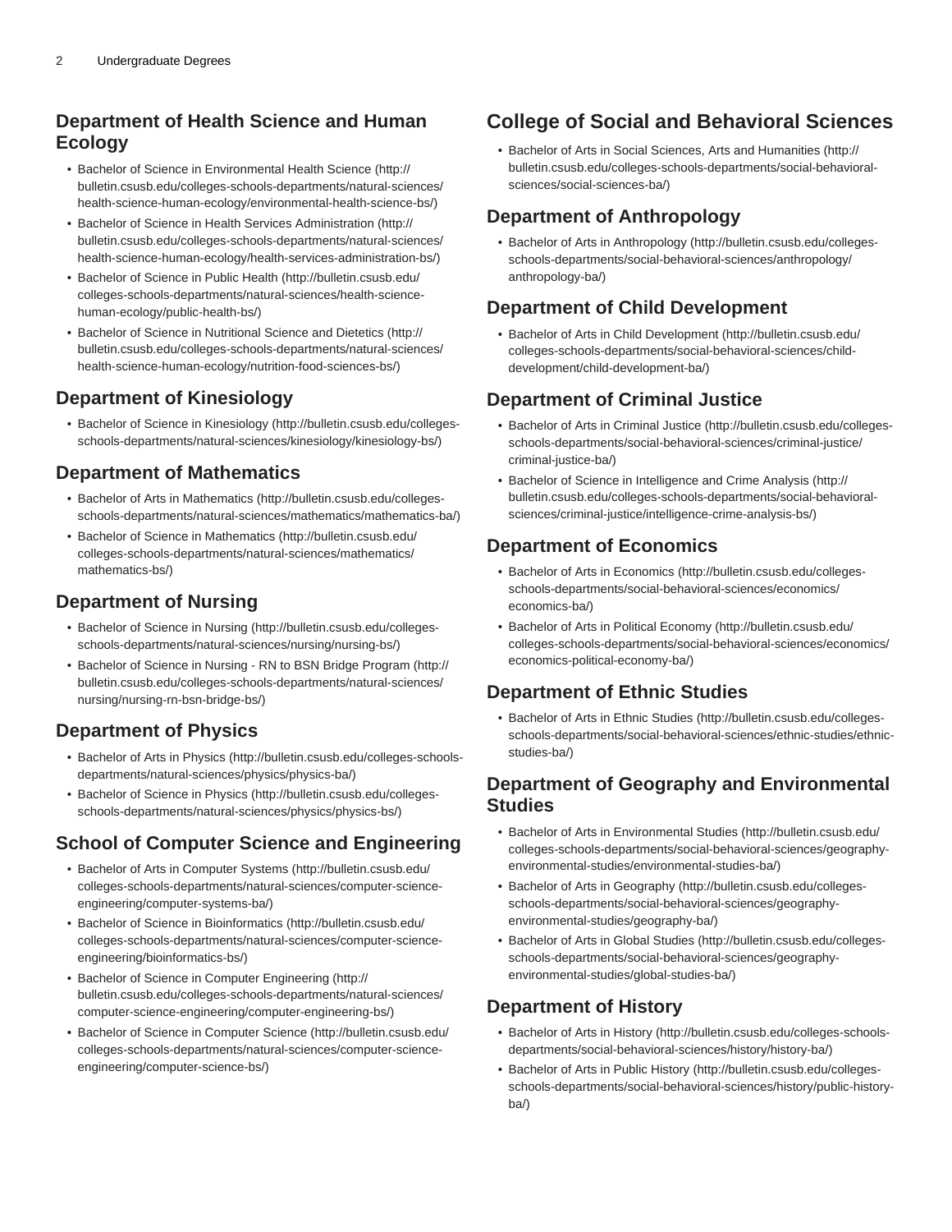## Department of Health Science and Human Ecology

- Bachelor of Science in Environmental Health Science (http://bulletin.csusb.edu/colleges-schools-departments/natural-sciences/health-science-human-ecology/environmental-health-science-bs/)
- Bachelor of Science in Health Services Administration (http://bulletin.csusb.edu/colleges-schools-departments/natural-sciences/health-science-human-ecology/health-services-administration-bs/)
- Bachelor of Science in Public Health (http://bulletin.csusb.edu/colleges-schools-departments/natural-sciences/health-science-human-ecology/public-health-bs/)
- Bachelor of Science in Nutritional Science and Dietetics (http://bulletin.csusb.edu/colleges-schools-departments/natural-sciences/health-science-human-ecology/nutrition-food-sciences-bs/)

## Department of Kinesiology

- Bachelor of Science in Kinesiology (http://bulletin.csusb.edu/colleges-schools-departments/natural-sciences/kinesiology/kinesiology-bs/)

## Department of Mathematics

- Bachelor of Arts in Mathematics (http://bulletin.csusb.edu/colleges-schools-departments/natural-sciences/mathematics/mathematics-ba/)
- Bachelor of Science in Mathematics (http://bulletin.csusb.edu/colleges-schools-departments/natural-sciences/mathematics/mathematics-bs/)

## Department of Nursing

- Bachelor of Science in Nursing (http://bulletin.csusb.edu/colleges-schools-departments/natural-sciences/nursing/nursing-bs/)
- Bachelor of Science in Nursing - RN to BSN Bridge Program (http://bulletin.csusb.edu/colleges-schools-departments/natural-sciences/nursing/nursing-rn-bsn-bridge-bs/)

## Department of Physics

- Bachelor of Arts in Physics (http://bulletin.csusb.edu/colleges-schools-departments/natural-sciences/physics/physics-ba/)
- Bachelor of Science in Physics (http://bulletin.csusb.edu/colleges-schools-departments/natural-sciences/physics/physics-bs/)

## School of Computer Science and Engineering

- Bachelor of Arts in Computer Systems (http://bulletin.csusb.edu/colleges-schools-departments/natural-sciences/computer-science-engineering/computer-systems-ba/)
- Bachelor of Science in Bioinformatics (http://bulletin.csusb.edu/colleges-schools-departments/natural-sciences/computer-science-engineering/bioinformatics-bs/)
- Bachelor of Science in Computer Engineering (http://bulletin.csusb.edu/colleges-schools-departments/natural-sciences/computer-science-engineering/computer-engineering-bs/)
- Bachelor of Science in Computer Science (http://bulletin.csusb.edu/colleges-schools-departments/natural-sciences/computer-science-engineering/computer-science-bs/)

# College of Social and Behavioral Sciences

- Bachelor of Arts in Social Sciences, Arts and Humanities (http://bulletin.csusb.edu/colleges-schools-departments/social-behavioral-sciences/social-sciences-ba/)

## Department of Anthropology

- Bachelor of Arts in Anthropology (http://bulletin.csusb.edu/colleges-schools-departments/social-behavioral-sciences/anthropology/anthropology-ba/)

## Department of Child Development

- Bachelor of Arts in Child Development (http://bulletin.csusb.edu/colleges-schools-departments/social-behavioral-sciences/child-development/child-development-ba/)

## Department of Criminal Justice

- Bachelor of Arts in Criminal Justice (http://bulletin.csusb.edu/colleges-schools-departments/social-behavioral-sciences/criminal-justice/criminal-justice-ba/)
- Bachelor of Science in Intelligence and Crime Analysis (http://bulletin.csusb.edu/colleges-schools-departments/social-behavioral-sciences/criminal-justice/intelligence-crime-analysis-bs/)

## Department of Economics

- Bachelor of Arts in Economics (http://bulletin.csusb.edu/colleges-schools-departments/social-behavioral-sciences/economics/economics-ba/)
- Bachelor of Arts in Political Economy (http://bulletin.csusb.edu/colleges-schools-departments/social-behavioral-sciences/economics/economics-political-economy-ba/)

## Department of Ethnic Studies

- Bachelor of Arts in Ethnic Studies (http://bulletin.csusb.edu/colleges-schools-departments/social-behavioral-sciences/ethnic-studies/ethnic-studies-ba/)

## Department of Geography and Environmental Studies

- Bachelor of Arts in Environmental Studies (http://bulletin.csusb.edu/colleges-schools-departments/social-behavioral-sciences/geography-environmental-studies/environmental-studies-ba/)
- Bachelor of Arts in Geography (http://bulletin.csusb.edu/colleges-schools-departments/social-behavioral-sciences/geography-environmental-studies/geography-ba/)
- Bachelor of Arts in Global Studies (http://bulletin.csusb.edu/colleges-schools-departments/social-behavioral-sciences/geography-environmental-studies/global-studies-ba/)

## Department of History

- Bachelor of Arts in History (http://bulletin.csusb.edu/colleges-schools-departments/social-behavioral-sciences/history/history-ba/)
- Bachelor of Arts in Public History (http://bulletin.csusb.edu/colleges-schools-departments/social-behavioral-sciences/history/public-history-ba/)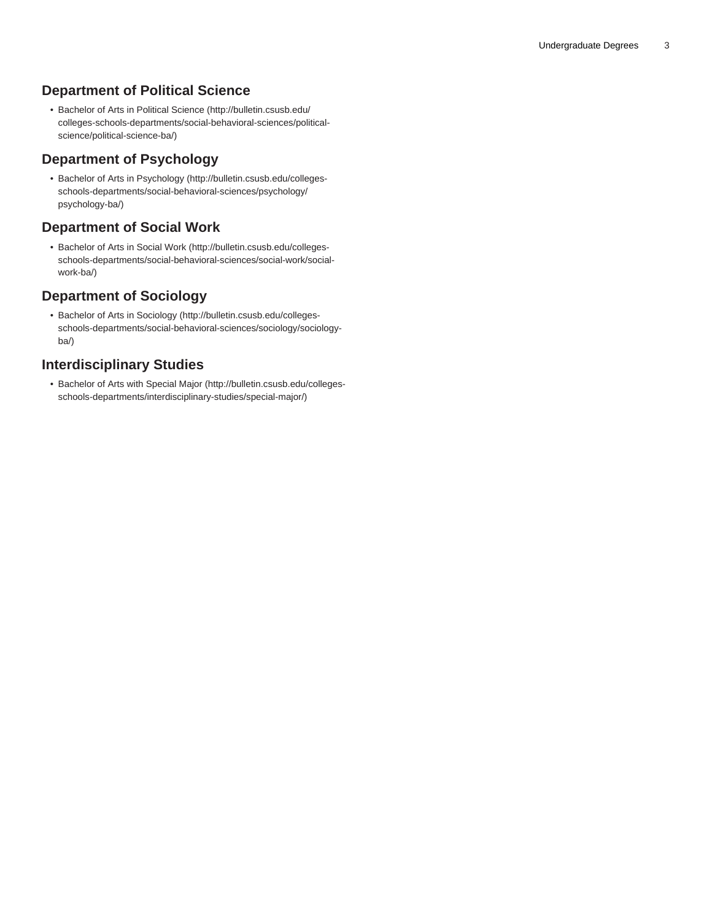## Department of Political Science

- Bachelor of Arts in Political Science (http://bulletin.csusb.edu/colleges-schools-departments/social-behavioral-sciences/political-science/political-science-ba/)

## Department of Psychology

- Bachelor of Arts in Psychology (http://bulletin.csusb.edu/colleges-schools-departments/social-behavioral-sciences/psychology/psychology-ba/)

## Department of Social Work

- Bachelor of Arts in Social Work (http://bulletin.csusb.edu/colleges-schools-departments/social-behavioral-sciences/social-work/social-work-ba/)

## Department of Sociology

- Bachelor of Arts in Sociology (http://bulletin.csusb.edu/colleges-schools-departments/social-behavioral-sciences/sociology/sociology-ba/)

## Interdisciplinary Studies

- Bachelor of Arts with Special Major (http://bulletin.csusb.edu/colleges-schools-departments/interdisciplinary-studies/special-major/)